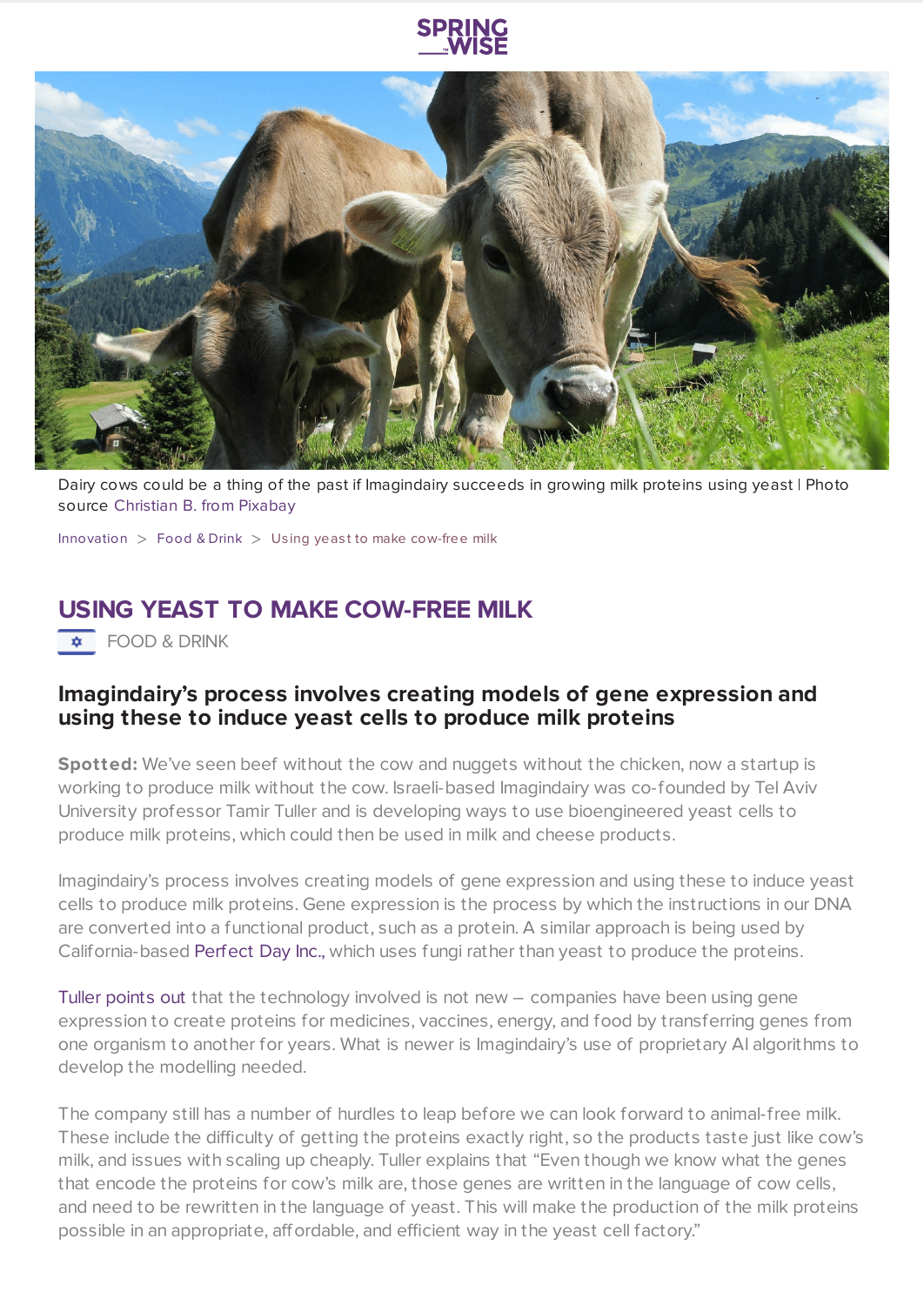Dairy cows could be a thing of the past if Imagindairy succeeds in growing milk proteins using yeast | Photo source Christian B. from Pixabay

Innovation > Food & Drink > Using yeast to make cow-free milk

# USING YEAST TO MAKE COW-FREE MILK

FOOD & DRINK

## Imagindairy's process involves creating models of gene expression and using these to induce yeast cells to produce milk proteins

**Spotted:** We've seen beef without the cow and nuggets without the chicken, now a startup is working to produce milk without the cow. Israeli-based Imagindairy was co-founded by Tel Aviv University professor Tamir Tuller and is developing ways to use bioengineered yeast cells to produce milk proteins, which could then be used in milk and cheese products.

Imagindairy's process involves creating models of gene expression and using these to induce yeast cells to produce milk proteins. Gene expression is the process by which the instructions in our DNA are converted into a functional product, such as a protein. A similar approach is being used by California-based Perfect Day Inc., which uses fungi rather than yeast to produce the proteins.

Tuller points out that the technology involved is not new – companies have been using gene expression to create proteins for medicines, vaccines, energy, and food by transferring genes from one organism to another for years. What is newer is Imagindairy's use of proprietary AI algorithms to develop the modelling needed.

The company still has a number of hurdles to leap before we can look forward to animal-free milk. These include the difficulty of getting the proteins exactly right, so the products taste just like cow's milk, and issues with scaling up cheaply. Tuller explains that "Even though we know what the genes that encode the proteins for cow's milk are, those genes are written in the language of cow cells, and need to be rewritten in the language of yeast. This will make the production of the milk proteins possible in an appropriate, affordable, and efficient way in the yeast cell factory."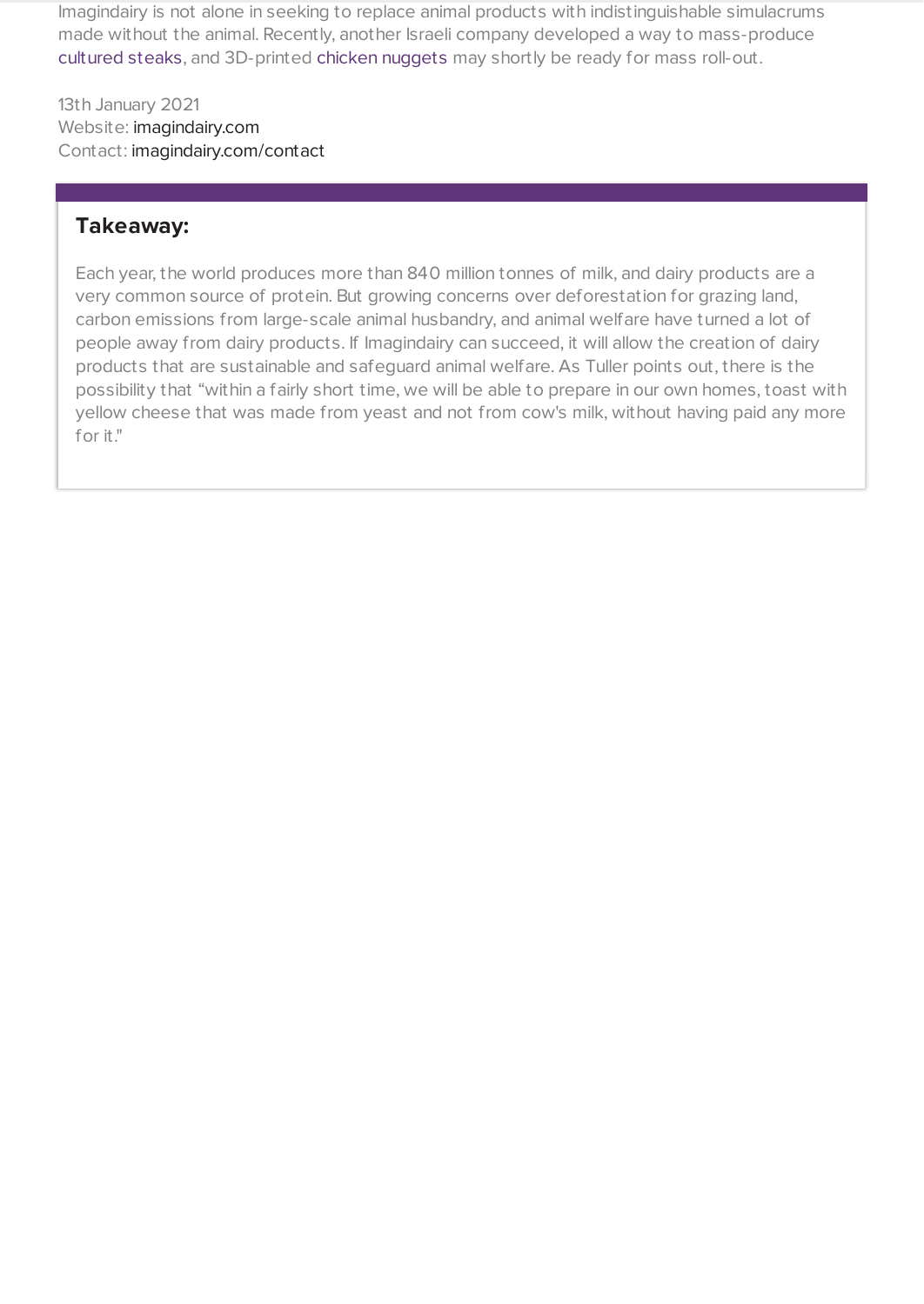Imagindairy is not alone in seeking to replace animal products with indistinguishable simulacrums made without the animal. Recently, another Israeli company developed a way to mass-produce cultured steaks, and 3D-printed chicken nuggets may shortly be ready for mass roll-out.

13th January 2021
Website: imagindairy.com
Contact: imagindairy.com/contact

**Takeaway:**

Each year, the world produces more than 840 million tonnes of milk, and dairy products are a very common source of protein. But growing concerns over deforestation for grazing land, carbon emissions from large-scale animal husbandry, and animal welfare have turned a lot of people away from dairy products. If Imagindairy can succeed, it will allow the creation of dairy products that are sustainable and safeguard animal welfare. As Tuller points out, there is the possibility that "within a fairly short time, we will be able to prepare in our own homes, toast with yellow cheese that was made from yeast and not from cow's milk, without having paid any more for it."